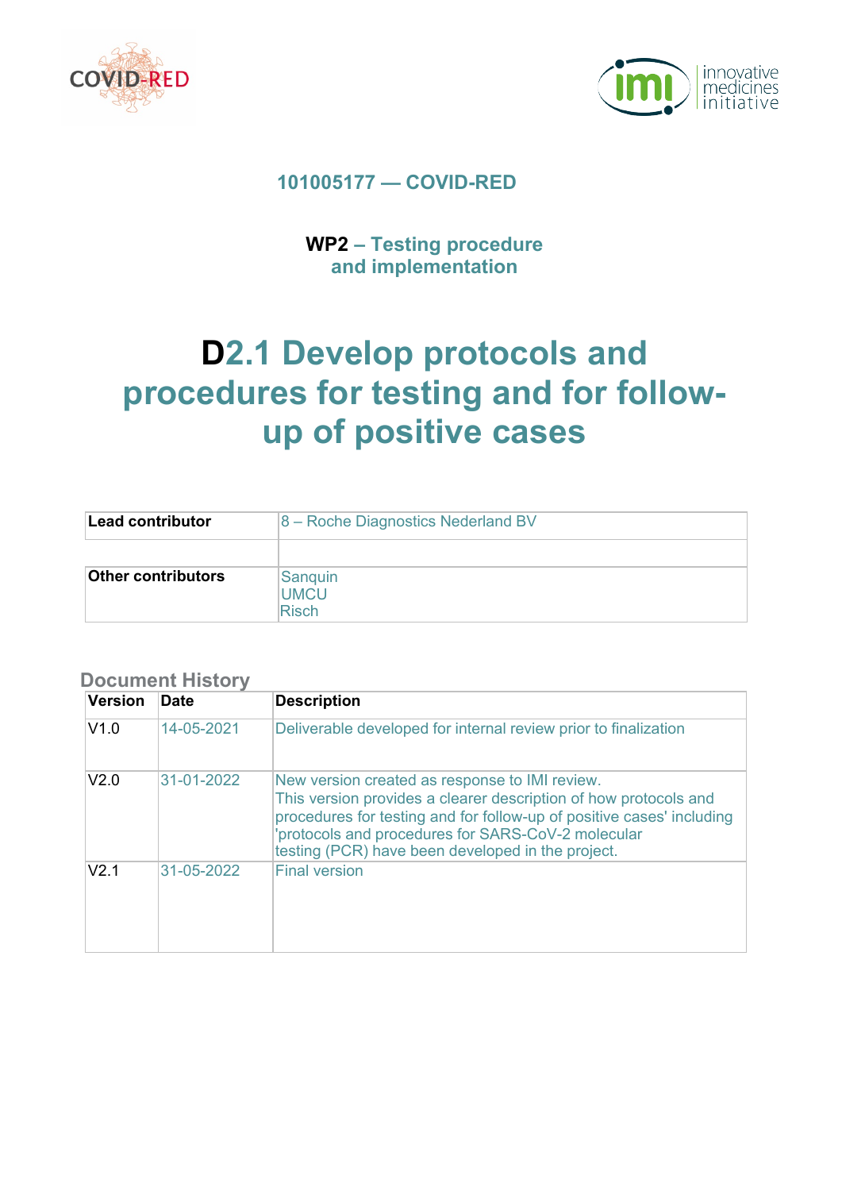**101005177 — COVID-RED**

**WP2 – Testing procedure and implementation**

# D2.1 Develop protocols and procedures for testing and for follow-up of positive cases

| **Lead contributor** | 8 – Roche Diagnostics Nederland BV |
| --- | --- |
| | |
| **Other contributors** | Sanquin<br>UMCU<br>Risch |

## Document History

| Version | Date | Description |
| --- | --- | --- |
| V1.0 | 14-05-2021 | Deliverable developed for internal review prior to finalization |
| V2.0 | 31-01-2022 | New version created as response to IMI review.<br>This version provides a clearer description of how protocols and procedures for testing and for follow-up of positive cases' including 'protocols and procedures for SARS-CoV-2 molecular testing (PCR) have been developed in the project. |
| V2.1 | 31-05-2022 | Final version |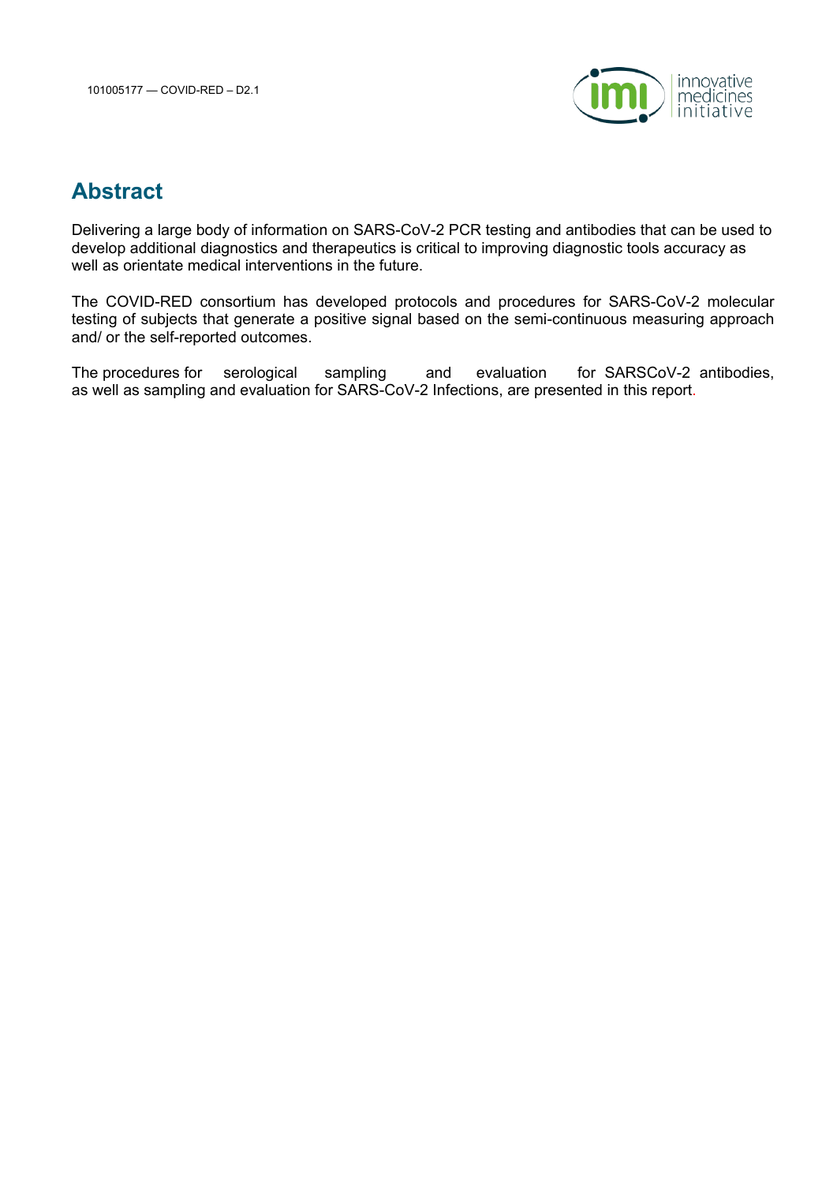## Abstract

Delivering a large body of information on SARS-CoV-2 PCR testing and antibodies that can be used to develop additional diagnostics and therapeutics is critical to improving diagnostic tools accuracy as well as orientate medical interventions in the future.

The COVID-RED consortium has developed protocols and procedures for SARS-CoV-2 molecular testing of subjects that generate a positive signal based on the semi-continuous measuring approach and/ or the self-reported outcomes.

The procedures for serological sampling and evaluation for SARSCoV-2 antibodies, as well as sampling and evaluation for SARS-CoV-2 Infections, are presented in this report.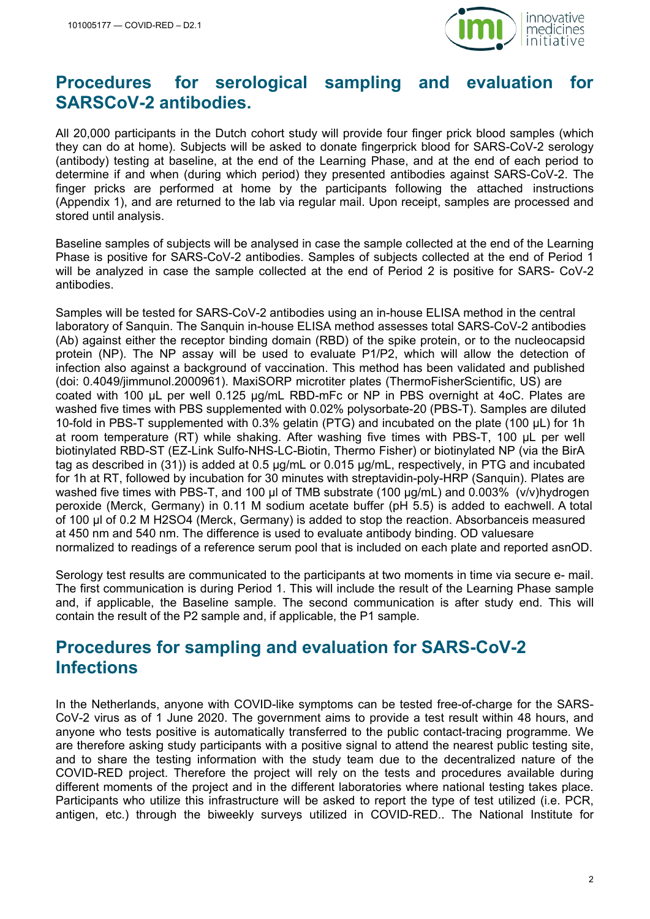## Procedures for serological sampling and evaluation for SARSCoV-2 antibodies.

All 20,000 participants in the Dutch cohort study will provide four finger prick blood samples (which they can do at home). Subjects will be asked to donate fingerprick blood for SARS-CoV-2 serology (antibody) testing at baseline, at the end of the Learning Phase, and at the end of each period to determine if and when (during which period) they presented antibodies against SARS-CoV-2. The finger pricks are performed at home by the participants following the attached instructions (Appendix 1), and are returned to the lab via regular mail. Upon receipt, samples are processed and stored until analysis.

Baseline samples of subjects will be analysed in case the sample collected at the end of the Learning Phase is positive for SARS-CoV-2 antibodies. Samples of subjects collected at the end of Period 1 will be analyzed in case the sample collected at the end of Period 2 is positive for SARS- CoV-2 antibodies.

Samples will be tested for SARS-CoV-2 antibodies using an in-house ELISA method in the central laboratory of Sanquin. The Sanquin in-house ELISA method assesses total SARS-CoV-2 antibodies (Ab) against either the receptor binding domain (RBD) of the spike protein, or to the nucleocapsid protein (NP). The NP assay will be used to evaluate P1/P2, which will allow the detection of infection also against a background of vaccination. This method has been validated and published (doi: 0.4049/jimmunol.2000961). MaxiSORP microtiter plates (ThermoFisherScientific, US) are coated with 100 µL per well 0.125 µg/mL RBD-mFc or NP in PBS overnight at 4oC. Plates are washed five times with PBS supplemented with 0.02% polysorbate-20 (PBS-T). Samples are diluted 10-fold in PBS-T supplemented with 0.3% gelatin (PTG) and incubated on the plate (100 µL) for 1h at room temperature (RT) while shaking. After washing five times with PBS-T, 100 µL per well biotinylated RBD-ST (EZ-Link Sulfo-NHS-LC-Biotin, Thermo Fisher) or biotinylated NP (via the BirA tag as described in (31)) is added at 0.5 µg/mL or 0.015 µg/mL, respectively, in PTG and incubated for 1h at RT, followed by incubation for 30 minutes with streptavidin-poly-HRP (Sanquin). Plates are washed five times with PBS-T, and 100 µl of TMB substrate (100 µg/mL) and 0.003% (v/v)hydrogen peroxide (Merck, Germany) in 0.11 M sodium acetate buffer (pH 5.5) is added to eachwell. A total of 100 µl of 0.2 M $H_2SO_4$ (Merck, Germany) is added to stop the reaction. Absorbanceis measured at 450 nm and 540 nm. The difference is used to evaluate antibody binding. OD valuesare normalized to readings of a reference serum pool that is included on each plate and reported asnOD.

Serology test results are communicated to the participants at two moments in time via secure e- mail. The first communication is during Period 1. This will include the result of the Learning Phase sample and, if applicable, the Baseline sample. The second communication is after study end. This will contain the result of the P2 sample and, if applicable, the P1 sample.

## Procedures for sampling and evaluation for SARS-CoV-2 Infections

In the Netherlands, anyone with COVID-like symptoms can be tested free-of-charge for the SARS-CoV-2 virus as of 1 June 2020. The government aims to provide a test result within 48 hours, and anyone who tests positive is automatically transferred to the public contact-tracing programme. We are therefore asking study participants with a positive signal to attend the nearest public testing site, and to share the testing information with the study team due to the decentralized nature of the COVID-RED project. Therefore the project will rely on the tests and procedures available during different moments of the project and in the different laboratories where national testing takes place. Participants who utilize this infrastructure will be asked to report the type of test utilized (i.e. PCR, antigen, etc.) through the biweekly surveys utilized in COVID-RED.. The National Institute for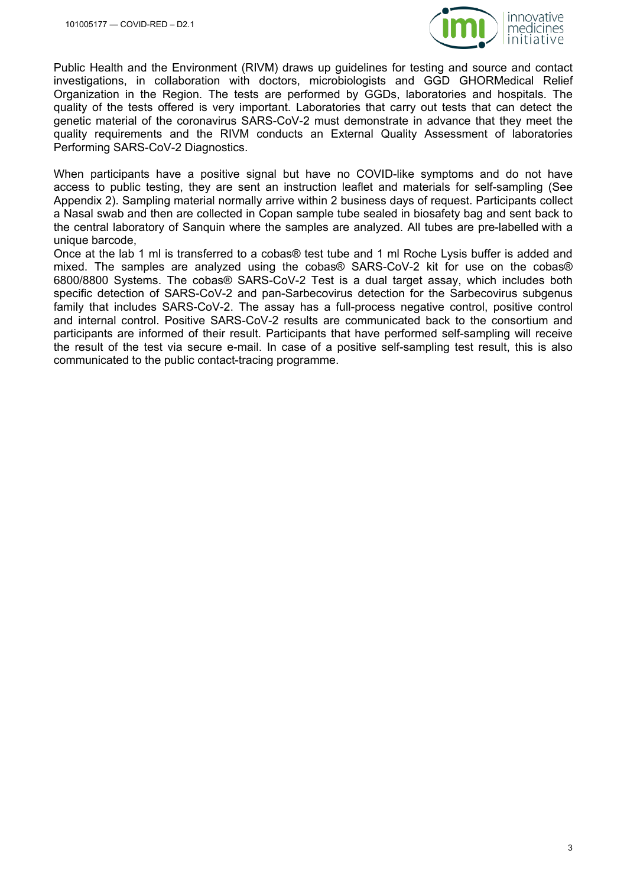Public Health and the Environment (RIVM) draws up guidelines for testing and source and contact investigations, in collaboration with doctors, microbiologists and GGD GHORMedical Relief Organization in the Region. The tests are performed by GGDs, laboratories and hospitals. The quality of the tests offered is very important. Laboratories that carry out tests that can detect the genetic material of the coronavirus SARS-CoV-2 must demonstrate in advance that they meet the quality requirements and the RIVM conducts an External Quality Assessment of laboratories Performing SARS-CoV-2 Diagnostics.

When participants have a positive signal but have no COVID-like symptoms and do not have access to public testing, they are sent an instruction leaflet and materials for self-sampling (See Appendix 2). Sampling material normally arrive within 2 business days of request. Participants collect a Nasal swab and then are collected in Copan sample tube sealed in biosafety bag and sent back to the central laboratory of Sanquin where the samples are analyzed. All tubes are pre-labelled with a unique barcode,
Once at the lab 1 ml is transferred to a cobas® test tube and 1 ml Roche Lysis buffer is added and mixed. The samples are analyzed using the cobas® SARS-CoV-2 kit for use on the cobas® 6800/8800 Systems. The cobas® SARS-CoV-2 Test is a dual target assay, which includes both specific detection of SARS-CoV-2 and pan-Sarbecovirus detection for the Sarbecovirus subgenus family that includes SARS-CoV-2. The assay has a full-process negative control, positive control and internal control. Positive SARS-CoV-2 results are communicated back to the consortium and participants are informed of their result. Participants that have performed self-sampling will receive the result of the test via secure e-mail. In case of a positive self-sampling test result, this is also communicated to the public contact-tracing programme.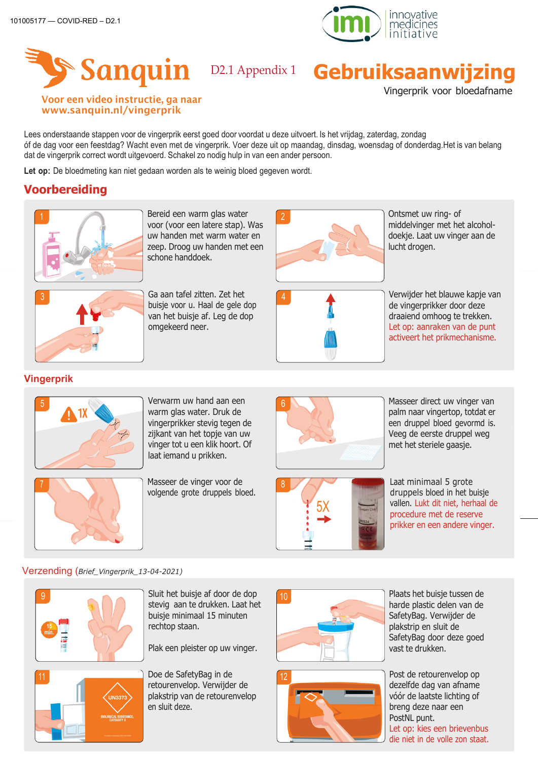101005177 — COVID-RED – D2.1

# Sanquin

D2.1 Appendix 1

# Gebruiksaanwijzing

Vingerprik voor bloedafname

Voor een video instructie, ga naar www.sanquin.nl/vingerprik

Lees onderstaande stappen voor de vingerprik eerst goed door voordat u deze uitvoert. Is het vrijdag, zaterdag, zondag óf de dag voor een feestdag? Wacht even met de vingerprik. Voer deze uit op maandag, dinsdag, woensdag of donderdag.Het is van belang dat de vingerprik correct wordt uitgevoerd. Schakel zo nodig hulp in van een ander persoon.

**Let op:** De bloedmeting kan niet gedaan worden als te weinig bloed gegeven wordt.

## Voorbereiding

1. Bereid een warm glas water voor (voor een latere stap). Was uw handen met warm water en zeep. Droog uw handen met een schone handdoek.
2. Ontsmet uw ring- of middelvinger met het alcohol-doekje. Laat uw vinger aan de lucht drogen.
3. Ga aan tafel zitten. Zet het buisje voor u. Haal de gele dop van het buisje af. Leg de dop omgekeerd neer.
4. Verwijder het blauwe kapje van de vingerprikker door deze draaiend omhoog te trekken. Let op: aanraken van de punt activeert het prikmechanisme.

## Vingerprik

5. Verwarm uw hand aan een warm glas water. Druk de vingerprikker stevig tegen de zijkant van het topje van uw vinger tot u een klik hoort. Of laat iemand u prikken.
6. Masseer direct uw vinger van palm naar vingertop, totdat er een druppel bloed gevormd is. Veeg de eerste druppel weg met het steriele gaasje.
7. Masseer de vinger voor de volgende grote druppels bloed.
8. Laat minimaal 5 grote druppels bloed in het buisje vallen. Lukt dit niet, herhaal de procedure met de reserve prikker en een andere vinger.

## Verzending (*Brief_Vingerprik_13-04-2021*)

9. Sluit het buisje af door de dop stevig aan te drukken. Laat het buisje minimaal 15 minuten rechtop staan.

   Plak een pleister op uw vinger.
10. Plaats het buisje tussen de harde plastic delen van de SafetyBag. Verwijder de plakstrip en sluit de SafetyBag door deze goed vast te drukken.
11. Doe de SafetyBag in de retourenvelop. Verwijder de plakstrip van de retourenvelop en sluit deze.
12. Post de retourenvelop op dezelfde dag van afname vóór de laatste lichting of breng deze naar een PostNL punt. Let op: kies een brievenbus die niet in de volle zon staat.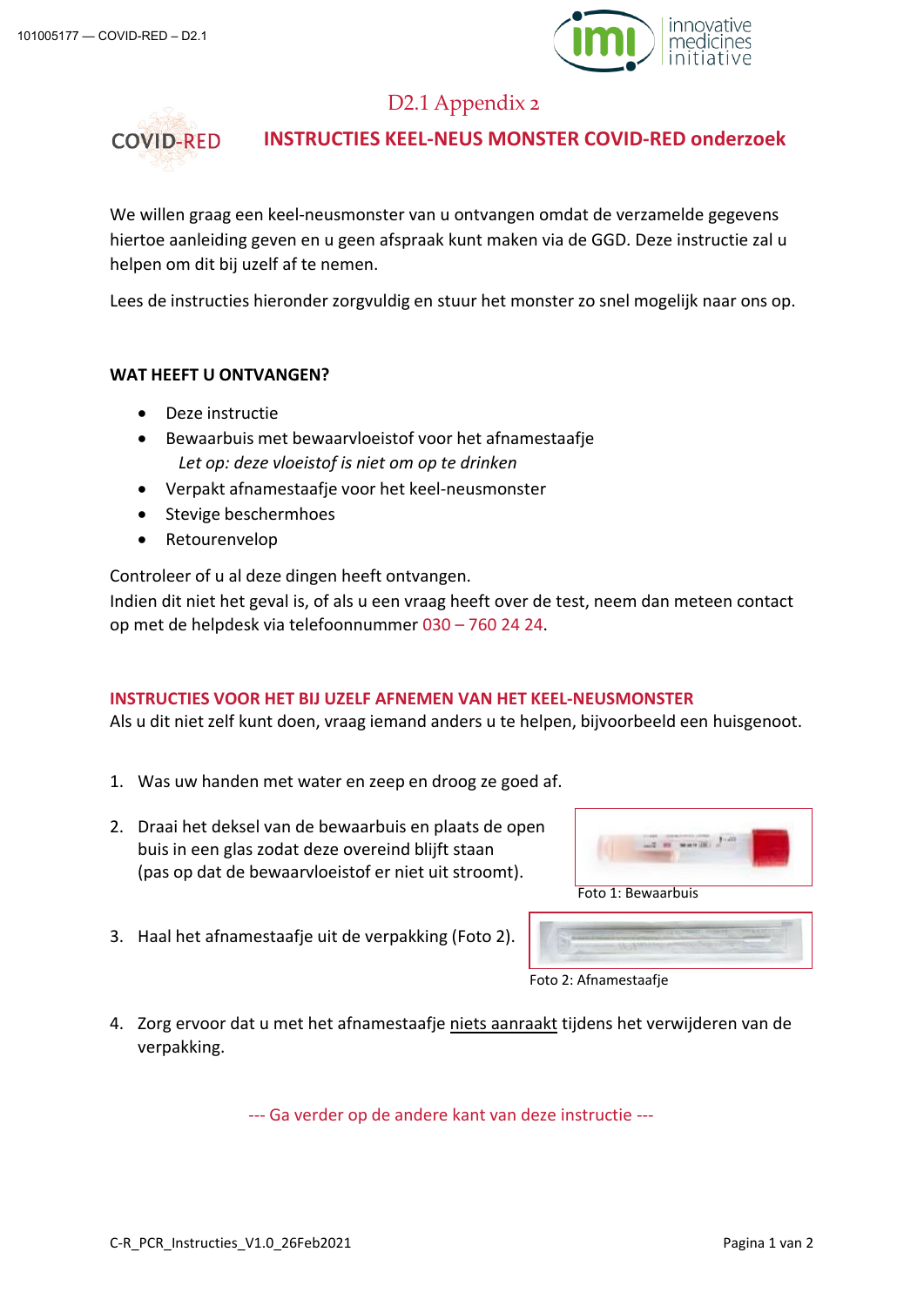# D2.1 Appendix 2

## INSTRUCTIES KEEL-NEUS MONSTER COVID-RED onderzoek

We willen graag een keel-neusmonster van u ontvangen omdat de verzamelde gegevens hiertoe aanleiding geven en u geen afspraak kunt maken via de GGD. Deze instructie zal u helpen om dit bij uzelf af te nemen.

Lees de instructies hieronder zorgvuldig en stuur het monster zo snel mogelijk naar ons op.

### WAT HEEFT U ONTVANGEN?

- Deze instructie
- Bewaarbuis met bewaarvloeistof voor het afnamestaafje
  *Let op: deze vloeistof is niet om op te drinken*
- Verpakt afnamestaafje voor het keel-neusmonster
- Stevige beschermhoes
- Retourenvelop

Controleer of u al deze dingen heeft ontvangen.
Indien dit niet het geval is, of als u een vraag heeft over de test, neem dan meteen contact op met de helpdesk via telefoonnummer 030 – 760 24 24.

### INSTRUCTIES VOOR HET BIJ UZELF AFNEMEN VAN HET KEEL-NEUSMONSTER

Als u dit niet zelf kunt doen, vraag iemand anders u te helpen, bijvoorbeeld een huisgenoot.

1. Was uw handen met water en zeep en droog ze goed af.
2. Draai het deksel van de bewaarbuis en plaats de open buis in een glas zodat deze overeind blijft staan (pas op dat de bewaarvloeistof er niet uit stroomt).

   Foto 1: Bewaarbuis

3. Haal het afnamestaafje uit de verpakking (Foto 2).

   Foto 2: Afnamestaafje

4. Zorg ervoor dat u met het afnamestaafje niets aanraakt tijdens het verwijderen van de verpakking.

--- Ga verder op de andere kant van deze instructie ---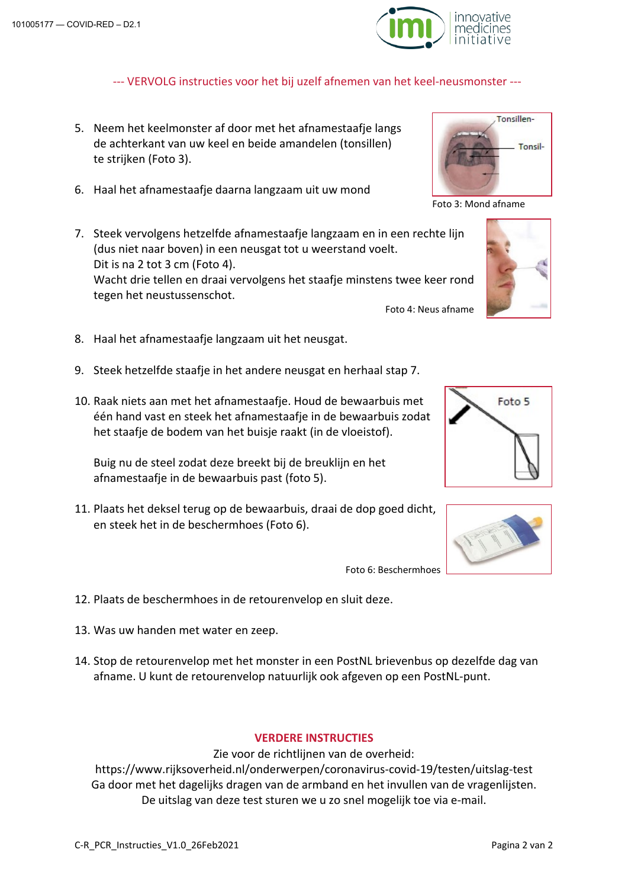--- VERVOLG instructies voor het bij uzelf afnemen van het keel-neusmonster ---

5. Neem het keelmonster af door met het afnamestaafje langs de achterkant van uw keel en beide amandelen (tonsillen) te strijken (Foto 3).

6. Haal het afnamestaafje daarna langzaam uit uw mond

Foto 3: Mond afname

7. Steek vervolgens hetzelfde afnamestaafje langzaam en in een rechte lijn (dus niet naar boven) in een neusgat tot u weerstand voelt. Dit is na 2 tot 3 cm (Foto 4). Wacht drie tellen en draai vervolgens het staafje minstens twee keer rond tegen het neustussenschot.

Foto 4: Neus afname

8. Haal het afnamestaafje langzaam uit het neusgat.

9. Steek hetzelfde staafje in het andere neusgat en herhaal stap 7.

10. Raak niets aan met het afnamestaafje. Houd de bewaarbuis met één hand vast en steek het afnamestaafje in de bewaarbuis zodat het staafje de bodem van het buisje raakt (in de vloeistof).

    Buig nu de steel zodat deze breekt bij de breuklijn en het afnamestaafje in de bewaarbuis past (foto 5).

11. Plaats het deksel terug op de bewaarbuis, draai de dop goed dicht, en steek het in de beschermhoes (Foto 6).

Foto 6: Beschermhoes

12. Plaats de beschermhoes in de retourenvelop en sluit deze.

13. Was uw handen met water en zeep.

14. Stop de retourenvelop met het monster in een PostNL brievenbus op dezelfde dag van afname. U kunt de retourenvelop natuurlijk ook afgeven op een PostNL-punt.

## VERDERE INSTRUCTIES

Zie voor de richtlijnen van de overheid:
https://www.rijksoverheid.nl/onderwerpen/coronavirus-covid-19/testen/uitslag-test
Ga door met het dagelijks dragen van de armband en het invullen van de vragenlijsten.
De uitslag van deze test sturen we u zo snel mogelijk toe via e-mail.